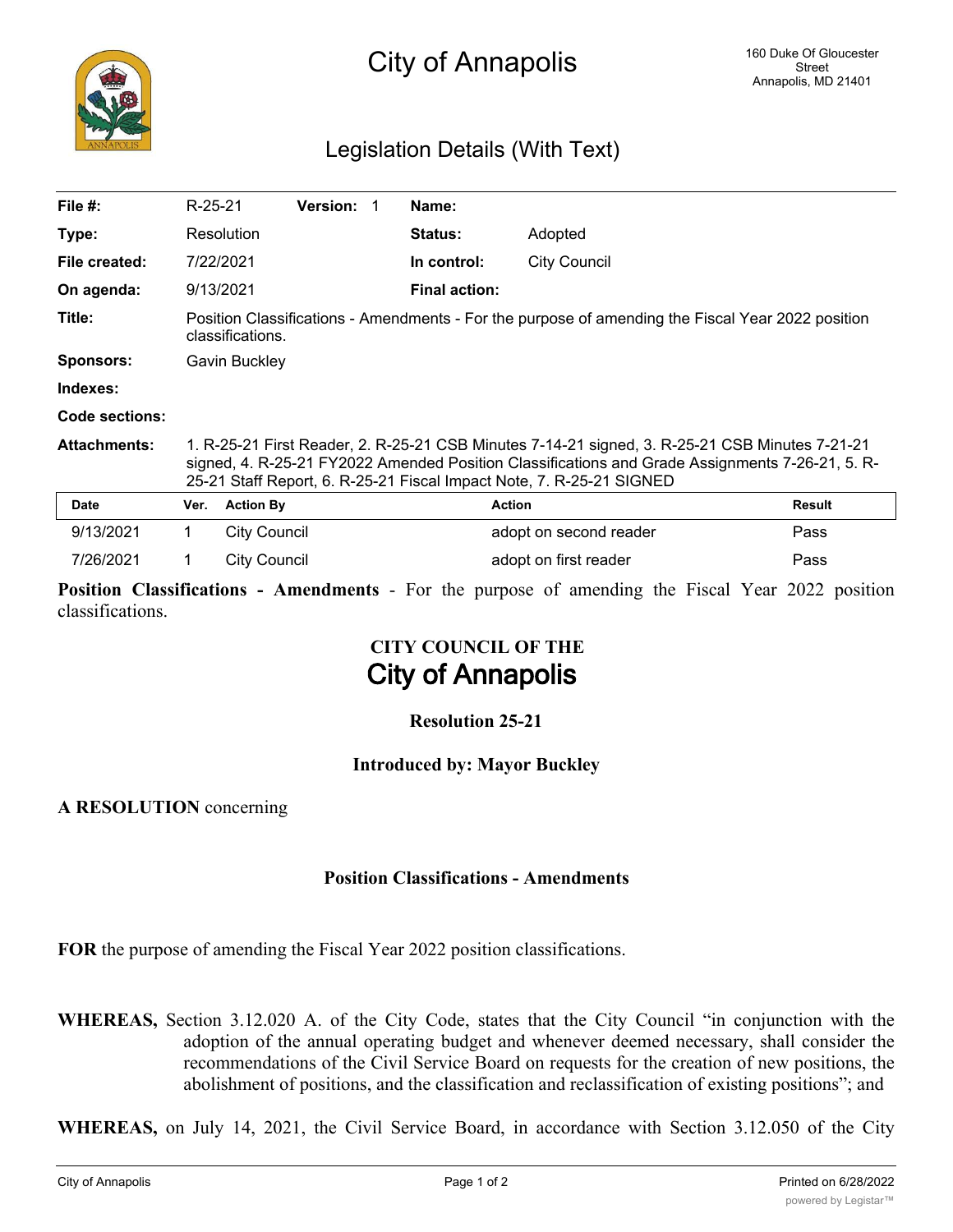# City of Annapolis

160 Duke Of Gloucester Street
Annapolis, MD 21401

## Legislation Details (With Text)

| | | | | | |
|---|---|---|---|---|---|
| **File #:** | R-25-21 | **Version:** 1 | **Name:** | | |
| **Type:** | Resolution | | **Status:** | Adopted | |
| **File created:** | 7/22/2021 | | **In control:** | City Council | |
| **On agenda:** | 9/13/2021 | | **Final action:** | | |

**Title:** Position Classifications - Amendments - For the purpose of amending the Fiscal Year 2022 position classifications.

**Sponsors:** Gavin Buckley

**Indexes:**

**Code sections:**

**Attachments:** 1. R-25-21 First Reader, 2. R-25-21 CSB Minutes 7-14-21 signed, 3. R-25-21 CSB Minutes 7-21-21 signed, 4. R-25-21 FY2022 Amended Position Classifications and Grade Assignments 7-26-21, 5. R-25-21 Staff Report, 6. R-25-21 Fiscal Impact Note, 7. R-25-21 SIGNED

| Date | Ver. | Action By | Action | Result |
|---|---|---|---|---|
| 9/13/2021 | 1 | City Council | adopt on second reader | Pass |
| 7/26/2021 | 1 | City Council | adopt on first reader | Pass |

**Position Classifications - Amendments** - For the purpose of amending the Fiscal Year 2022 position classifications.

**CITY COUNCIL OF THE**
**City of Annapolis**

**Resolution 25-21**

**Introduced by: Mayor Buckley**

**A RESOLUTION** concerning

**Position Classifications - Amendments**

**FOR** the purpose of amending the Fiscal Year 2022 position classifications.

**WHEREAS,** Section 3.12.020 A. of the City Code, states that the City Council "in conjunction with the adoption of the annual operating budget and whenever deemed necessary, shall consider the recommendations of the Civil Service Board on requests for the creation of new positions, the abolishment of positions, and the classification and reclassification of existing positions"; and

**WHEREAS,** on July 14, 2021, the Civil Service Board, in accordance with Section 3.12.050 of the City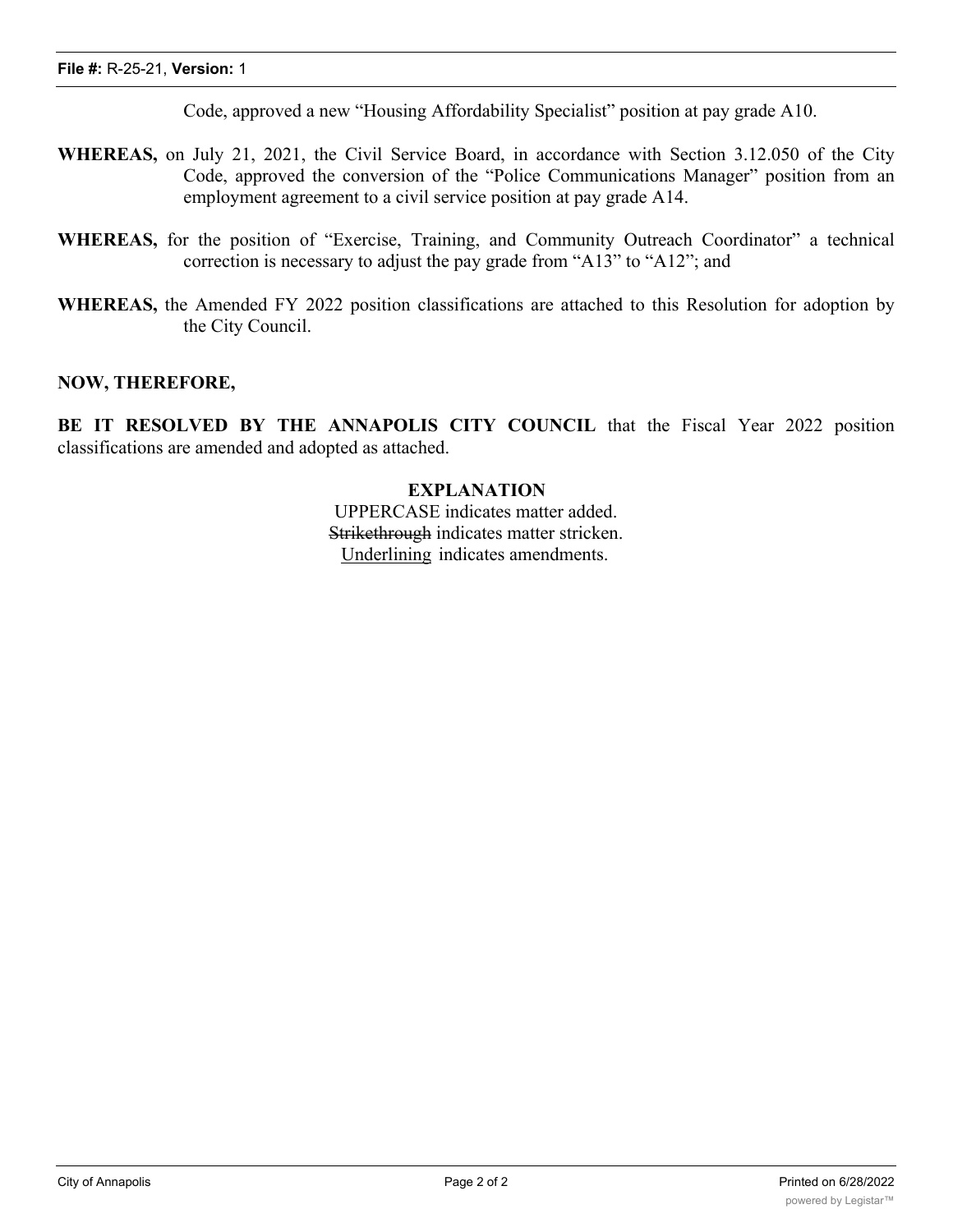Code, approved a new “Housing Affordability Specialist” position at pay grade A10.

**WHEREAS,** on July 21, 2021, the Civil Service Board, in accordance with Section 3.12.050 of the City Code, approved the conversion of the “Police Communications Manager” position from an employment agreement to a civil service position at pay grade A14.

**WHEREAS,** for the position of “Exercise, Training, and Community Outreach Coordinator” a technical correction is necessary to adjust the pay grade from “A13” to “A12”; and

**WHEREAS,** the Amended FY 2022 position classifications are attached to this Resolution for adoption by the City Council.

**NOW, THEREFORE,**

**BE IT RESOLVED BY THE ANNAPOLIS CITY COUNCIL** that the Fiscal Year 2022 position classifications are amended and adopted as attached.

**EXPLANATION**

UPPERCASE indicates matter added.
~~Strikethrough~~ indicates matter stricken.
<u>Underlining</u> indicates amendments.